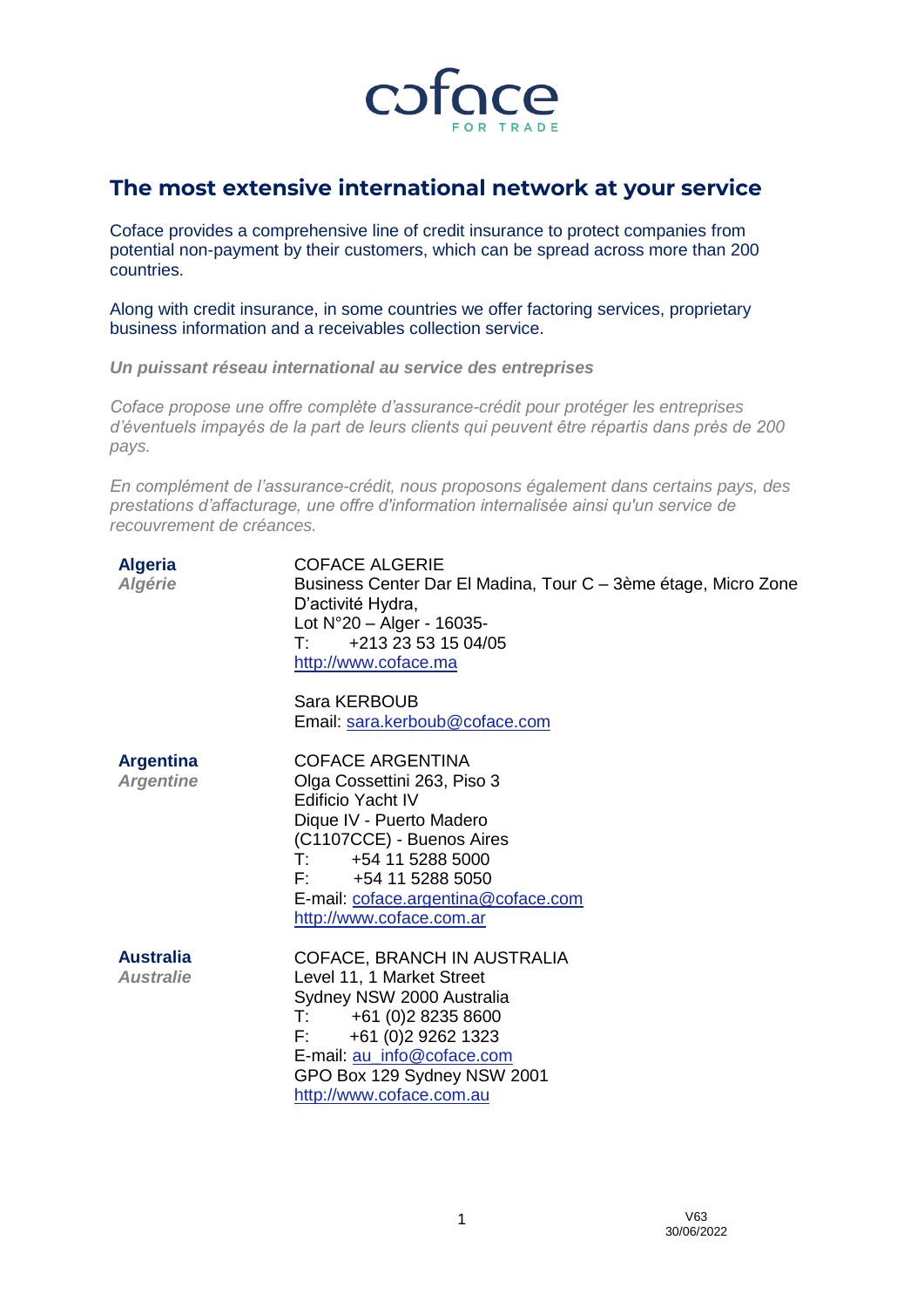coface

FOR TRADE

## The most extensive international network at your service

Coface provides a comprehensive line of credit insurance to protect companies from potential non-payment by their customers, which can be spread across more than 200 countries.

Along with credit insurance, in some countries we offer factoring services, proprietary business information and a receivables collection service.

***Un puissant réseau international au service des entreprises***

*Coface propose une offre complète d'assurance-crédit pour protéger les entreprises d'éventuels impayés de la part de leurs clients qui peuvent être répartis dans près de 200 pays.*

*En complément de l'assurance-crédit, nous proposons également dans certains pays, des prestations d'affacturage, une offre d'information internalisée ainsi qu'un service de recouvrement de créances.*

**Algeria**
***Algérie***

COFACE ALGERIE
Business Center Dar El Madina, Tour C – 3ème étage, Micro Zone D'activité Hydra,
Lot N°20 – Alger - 16035-
T: +213 23 53 15 04/05
http://www.coface.ma

Sara KERBOUB
Email: sara.kerboub@coface.com

**Argentina**
***Argentine***

COFACE ARGENTINA
Olga Cossettini 263, Piso 3
Edificio Yacht IV
Dique IV - Puerto Madero
(C1107CCE) - Buenos Aires
T: +54 11 5288 5000
F: +54 11 5288 5050
E-mail: coface.argentina@coface.com
http://www.coface.com.ar

**Australia**
***Australie***

COFACE, BRANCH IN AUSTRALIA
Level 11, 1 Market Street
Sydney NSW 2000 Australia
T: +61 (0)2 8235 8600
F: +61 (0)2 9262 1323
E-mail: au_info@coface.com
GPO Box 129 Sydney NSW 2001
http://www.coface.com.au

V63
30/06/2022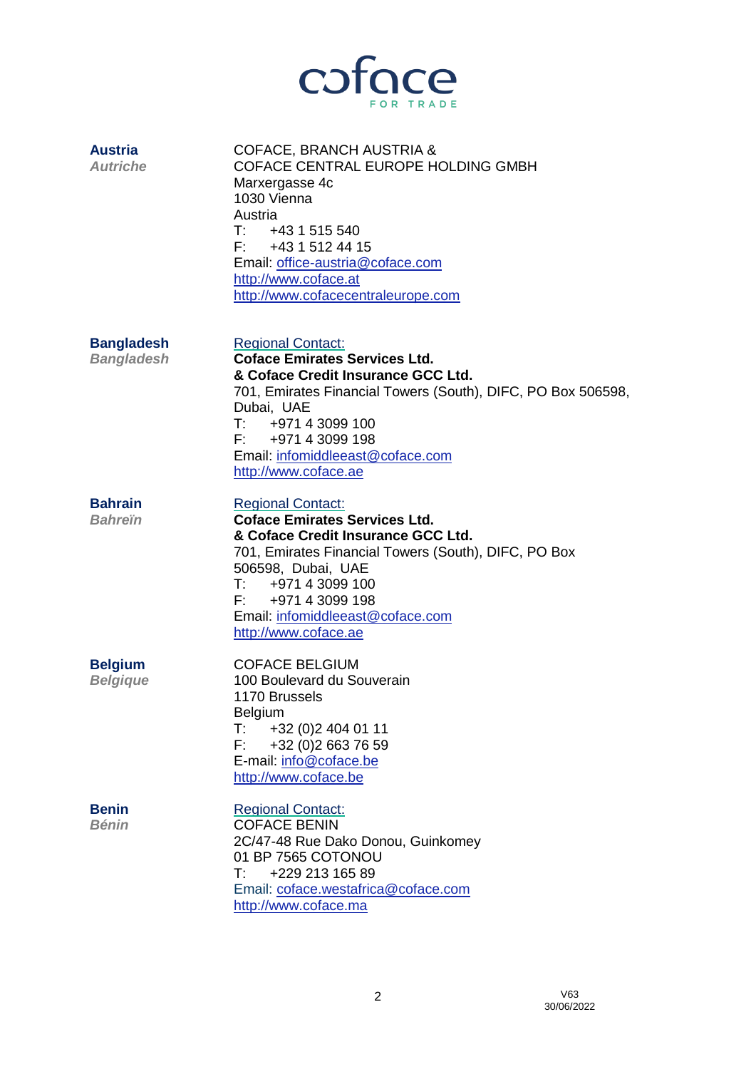**Austria**
***Autriche***

COFACE, BRANCH AUSTRIA &
COFACE CENTRAL EUROPE HOLDING GMBH
Marxergasse 4c
1030 Vienna
Austria
T: +43 1 515 540
F: +43 1 512 44 15
Email: office-austria@coface.com
http://www.coface.at
http://www.cofacecentraleurope.com

**Bangladesh**
***Bangladesh***

Regional Contact:
**Coface Emirates Services Ltd.**
**& Coface Credit Insurance GCC Ltd.**
701, Emirates Financial Towers (South), DIFC, PO Box 506598, Dubai, UAE
T: +971 4 3099 100
F: +971 4 3099 198
Email: infomiddleeast@coface.com
http://www.coface.ae

**Bahrain**
***Bahreïn***

Regional Contact:
**Coface Emirates Services Ltd.**
**& Coface Credit Insurance GCC Ltd.**
701, Emirates Financial Towers (South), DIFC, PO Box 506598, Dubai, UAE
T: +971 4 3099 100
F: +971 4 3099 198
Email: infomiddleeast@coface.com
http://www.coface.ae

**Belgium**
***Belgique***

COFACE BELGIUM
100 Boulevard du Souverain
1170 Brussels
Belgium
T: +32 (0)2 404 01 11
F: +32 (0)2 663 76 59
E-mail: info@coface.be
http://www.coface.be

**Benin**
***Bénin***

Regional Contact:
COFACE BENIN
2C/47-48 Rue Dako Donou, Guinkomey
01 BP 7565 COTONOU
T: +229 213 165 89
Email: coface.westafrica@coface.com
http://www.coface.ma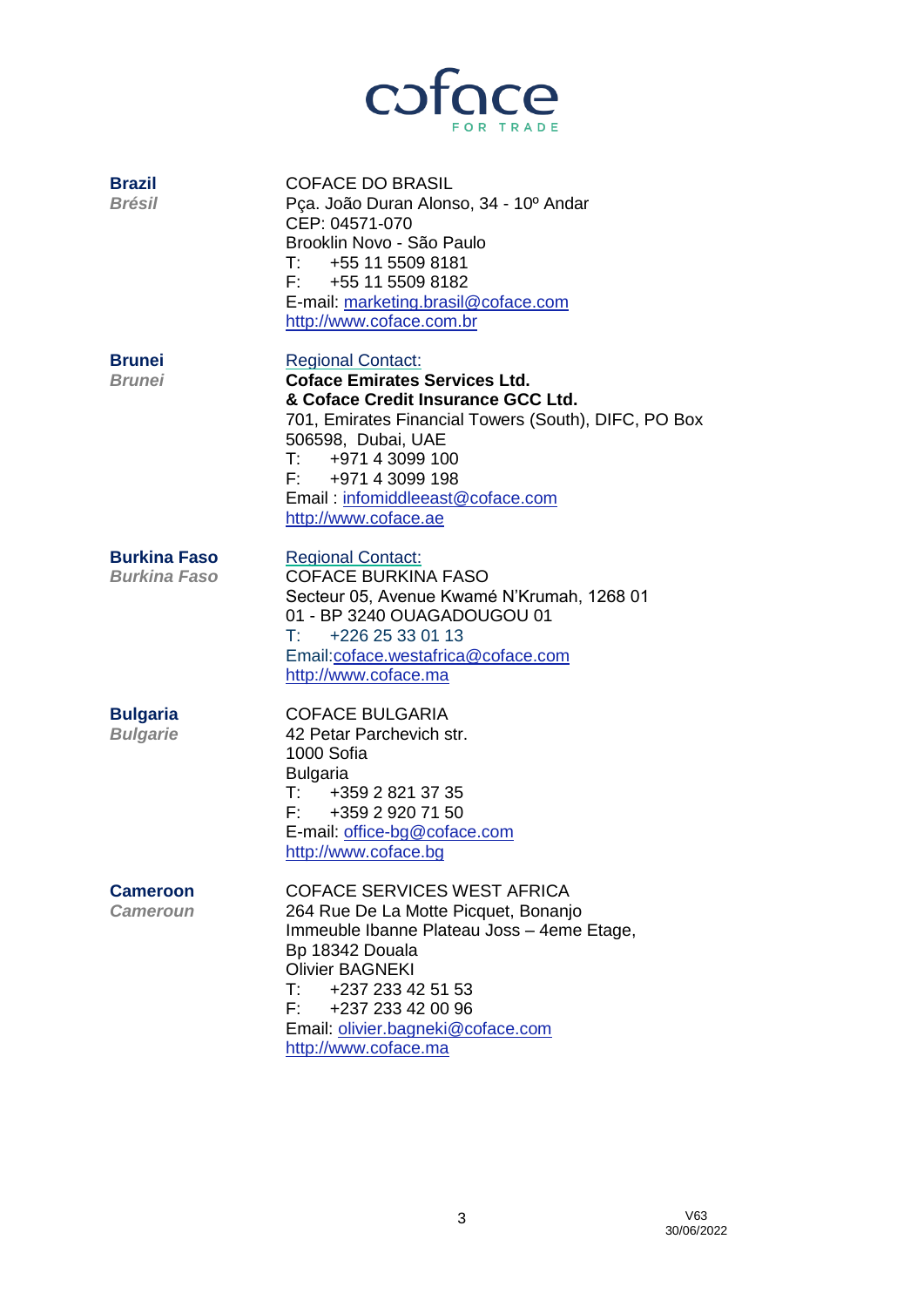| | |
|---|---|
| **Brazil**<br>***Brésil*** | COFACE DO BRASIL<br>Pça. João Duran Alonso, 34 - 10º Andar<br>CEP: 04571-070<br>Brooklin Novo - São Paulo<br>T: +55 11 5509 8181<br>F: +55 11 5509 8182<br>E-mail: marketing.brasil@coface.com<br>http://www.coface.com.br |
| **Brunei**<br>***Brunei*** | Regional Contact:<br>**Coface Emirates Services Ltd.**<br>**& Coface Credit Insurance GCC Ltd.**<br>701, Emirates Financial Towers (South), DIFC, PO Box 506598, Dubai, UAE<br>T: +971 4 3099 100<br>F: +971 4 3099 198<br>Email : infomiddleeast@coface.com<br>http://www.coface.ae |
| **Burkina Faso**<br>***Burkina Faso*** | Regional Contact:<br>COFACE BURKINA FASO<br>Secteur 05, Avenue Kwamé N'Krumah, 1268 01<br>01 - BP 3240 OUAGADOUGOU 01<br>T: +226 25 33 01 13<br>Email:coface.westafrica@coface.com<br>http://www.coface.ma |
| **Bulgaria**<br>***Bulgarie*** | COFACE BULGARIA<br>42 Petar Parchevich str.<br>1000 Sofia<br>Bulgaria<br>T: +359 2 821 37 35<br>F: +359 2 920 71 50<br>E-mail: office-bg@coface.com<br>http://www.coface.bg |
| **Cameroon**<br>***Cameroun*** | COFACE SERVICES WEST AFRICA<br>264 Rue De La Motte Picquet, Bonanjo<br>Immeuble Ibanne Plateau Joss – 4eme Etage,<br>Bp 18342 Douala<br>Olivier BAGNEKI<br>T: +237 233 42 51 53<br>F: +237 233 42 00 96<br>Email: olivier.bagneki@coface.com<br>http://www.coface.ma |

V63
30/06/2022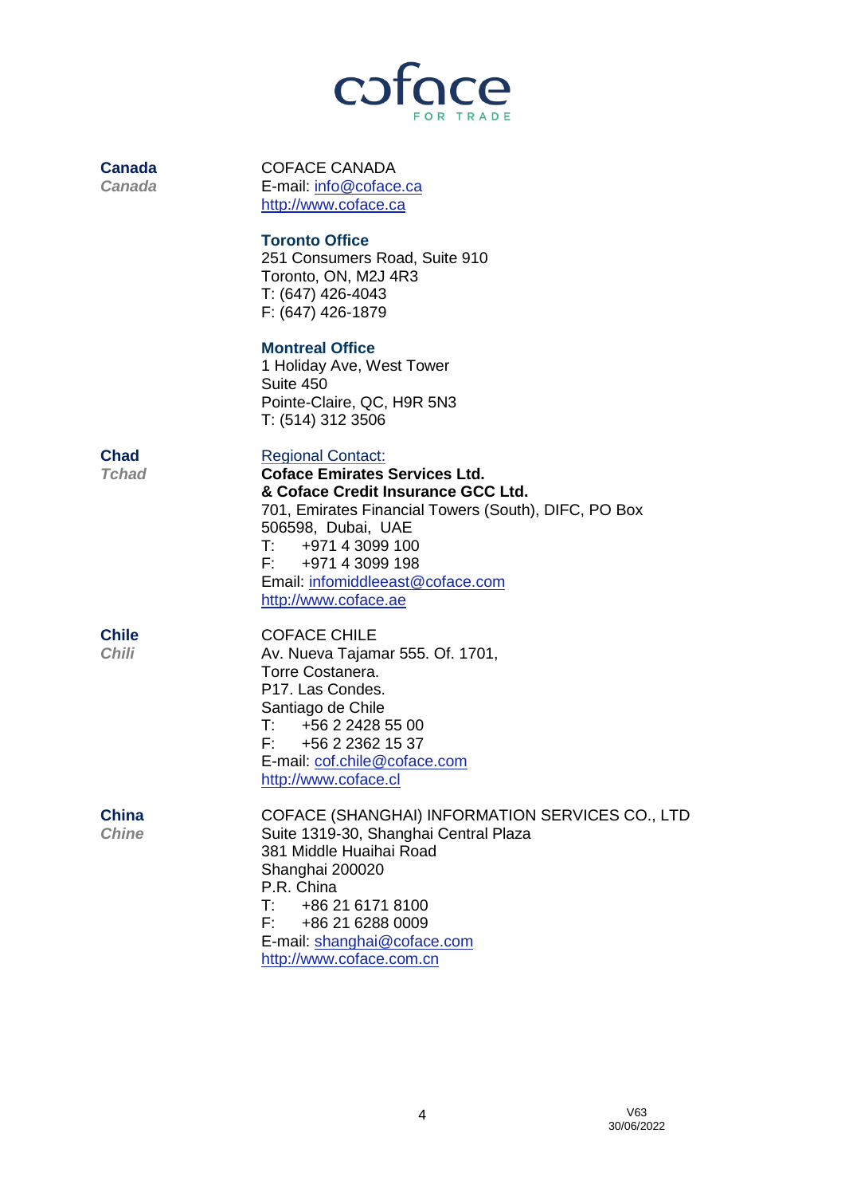**Canada**
***Canada***

COFACE CANADA
E-mail: info@coface.ca
http://www.coface.ca

**Toronto Office**
251 Consumers Road, Suite 910
Toronto, ON, M2J 4R3
T: (647) 426-4043
F: (647) 426-1879

**Montreal Office**
1 Holiday Ave, West Tower
Suite 450
Pointe-Claire, QC, H9R 5N3
T: (514) 312 3506

**Chad**
***Tchad***

Regional Contact:
**Coface Emirates Services Ltd.**
**& Coface Credit Insurance GCC Ltd.**
701, Emirates Financial Towers (South), DIFC, PO Box 506598, Dubai, UAE
T: +971 4 3099 100
F: +971 4 3099 198
Email: infomiddleeast@coface.com
http://www.coface.ae

**Chile**
***Chili***

COFACE CHILE
Av. Nueva Tajamar 555. Of. 1701,
Torre Costanera.
P17. Las Condes.
Santiago de Chile
T: +56 2 2428 55 00
F: +56 2 2362 15 37
E-mail: cof.chile@coface.com
http://www.coface.cl

**China**
***Chine***

COFACE (SHANGHAI) INFORMATION SERVICES CO., LTD
Suite 1319-30, Shanghai Central Plaza
381 Middle Huaihai Road
Shanghai 200020
P.R. China
T: +86 21 6171 8100
F: +86 21 6288 0009
E-mail: shanghai@coface.com
http://www.coface.com.cn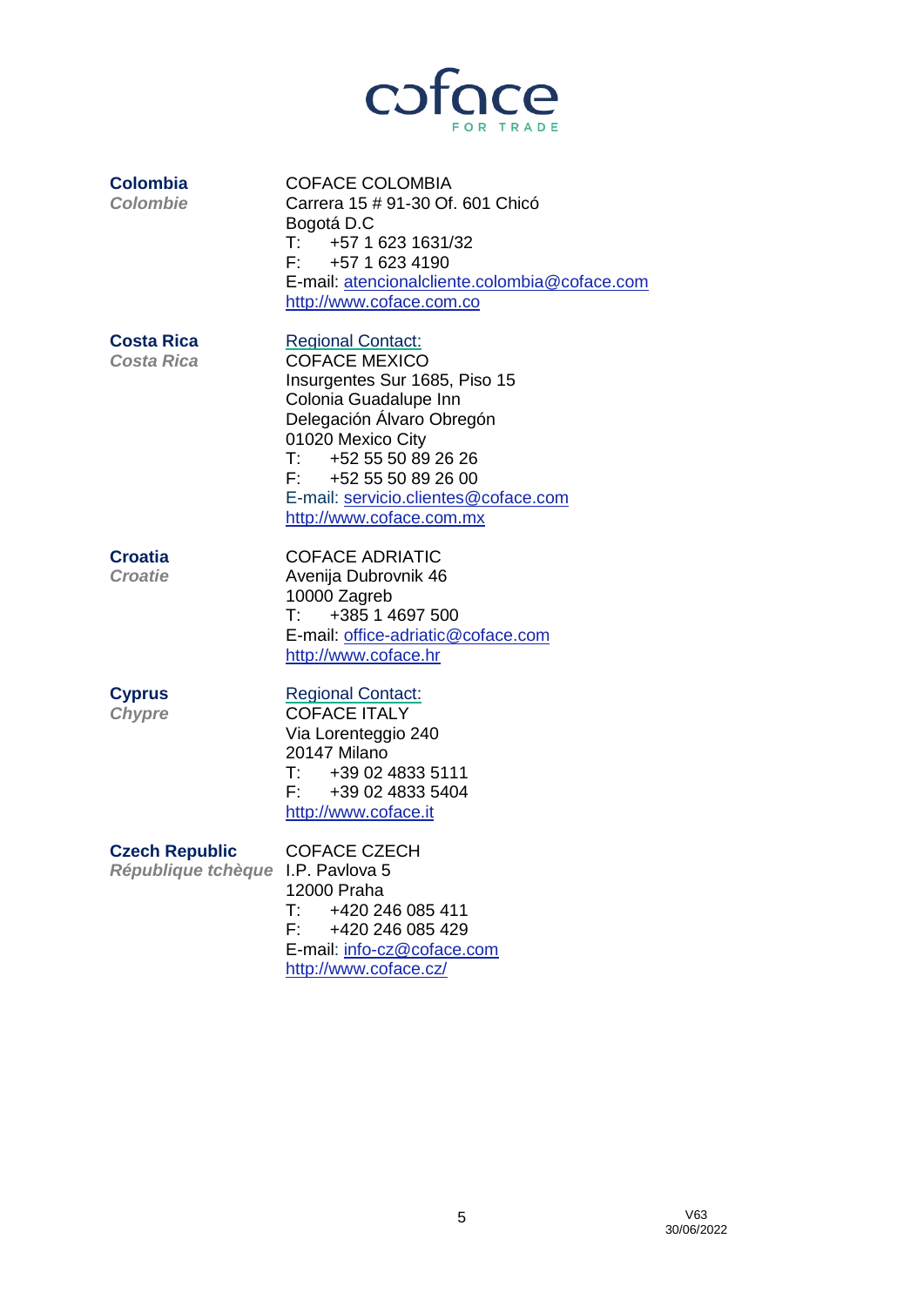**Colombia**
*Colombie*

COFACE COLOMBIA
Carrera 15 # 91-30 Of. 601 Chicó
Bogotá D.C
T: +57 1 623 1631/32
F: +57 1 623 4190
E-mail: atencionalcliente.colombia@coface.com
http://www.coface.com.co

**Costa Rica**
*Costa Rica*

Regional Contact:
COFACE MEXICO
Insurgentes Sur 1685, Piso 15
Colonia Guadalupe Inn
Delegación Álvaro Obregón
01020 Mexico City
T: +52 55 50 89 26 26
F: +52 55 50 89 26 00
E-mail: servicio.clientes@coface.com
http://www.coface.com.mx

**Croatia**
*Croatie*

COFACE ADRIATIC
Avenija Dubrovnik 46
10000 Zagreb
T: +385 1 4697 500
E-mail: office-adriatic@coface.com
http://www.coface.hr

**Cyprus**
*Chypre*

Regional Contact:
COFACE ITALY
Via Lorenteggio 240
20147 Milano
T: +39 02 4833 5111
F: +39 02 4833 5404
http://www.coface.it

**Czech Republic**
*République tchèque*

COFACE CZECH
I.P. Pavlova 5
12000 Praha
T: +420 246 085 411
F: +420 246 085 429
E-mail: info-cz@coface.com
http://www.coface.cz/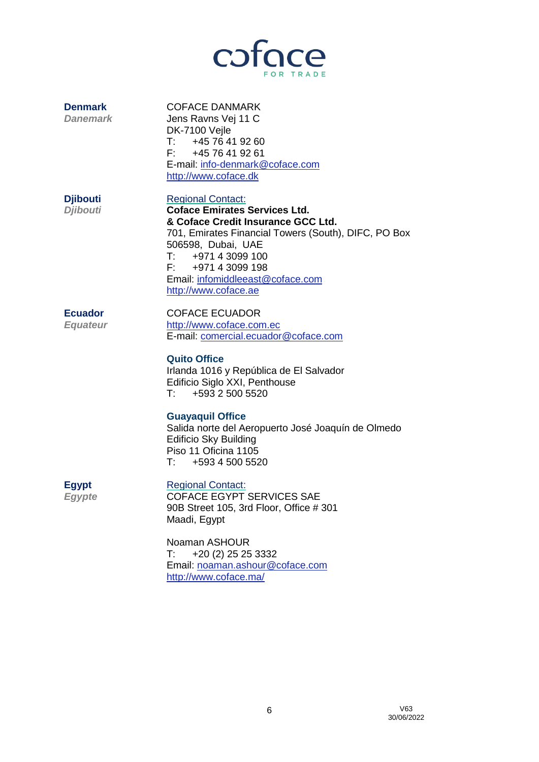**Denmark**
***Danemark***

COFACE DANMARK
Jens Ravns Vej 11 C
DK-7100 Vejle
T: +45 76 41 92 60
F: +45 76 41 92 61
E-mail: info-denmark@coface.com
http://www.coface.dk

**Djibouti**
***Djibouti***

Regional Contact:
**Coface Emirates Services Ltd.**
**& Coface Credit Insurance GCC Ltd.**
701, Emirates Financial Towers (South), DIFC, PO Box 506598, Dubai, UAE
T: +971 4 3099 100
F: +971 4 3099 198
Email: infomiddleeast@coface.com
http://www.coface.ae

**Ecuador**
***Equateur***

COFACE ECUADOR
http://www.coface.com.ec
E-mail: comercial.ecuador@coface.com

**Quito Office**
Irlanda 1016 y República de El Salvador
Edificio Siglo XXI, Penthouse
T: +593 2 500 5520

**Guayaquil Office**
Salida norte del Aeropuerto José Joaquín de Olmedo
Edificio Sky Building
Piso 11 Oficina 1105
T: +593 4 500 5520

**Egypt**
***Egypte***

Regional Contact:
COFACE EGYPT SERVICES SAE
90B Street 105, 3rd Floor, Office # 301
Maadi, Egypt

Noaman ASHOUR
T: +20 (2) 25 25 3332
Email: noaman.ashour@coface.com
http://www.coface.ma/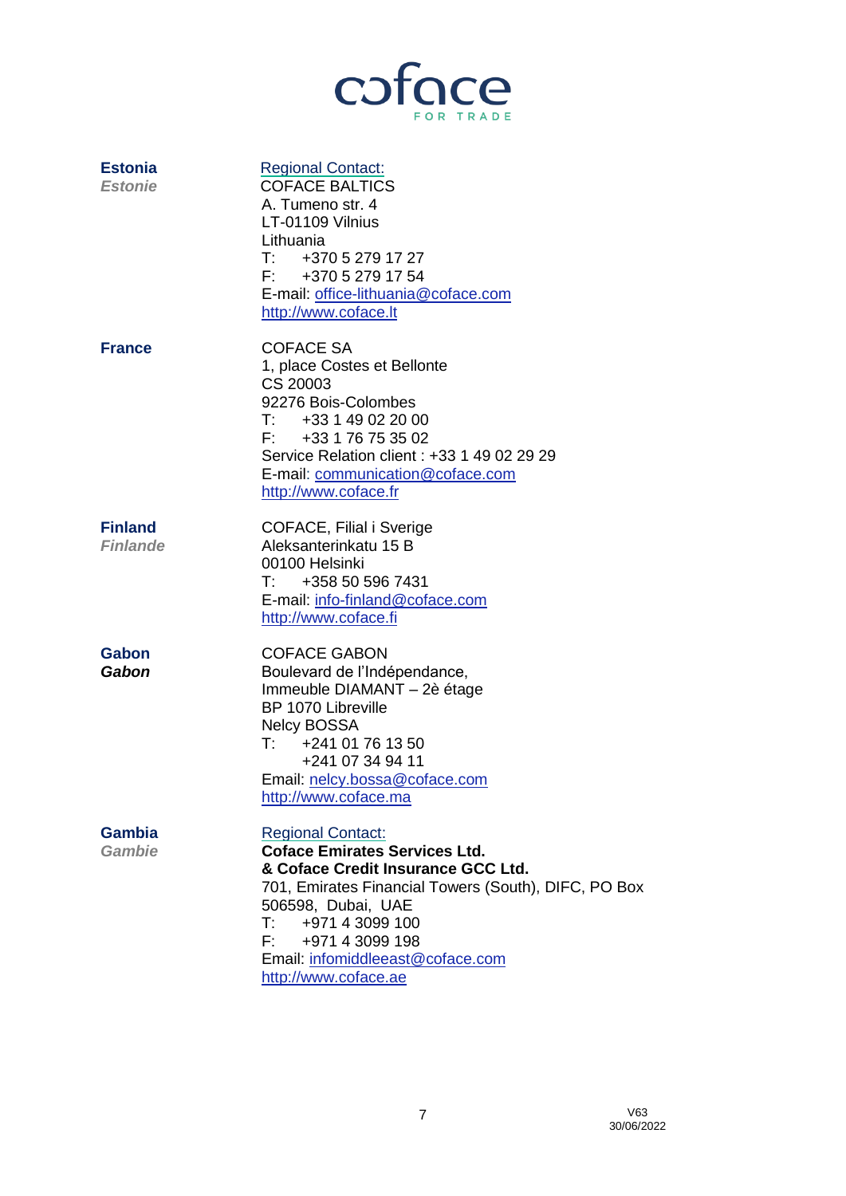| | |
|---|---|
| **Estonia**<br>***Estonie*** | Regional Contact:<br>COFACE BALTICS<br>A. Tumeno str. 4<br>LT-01109 Vilnius<br>Lithuania<br>T: +370 5 279 17 27<br>F: +370 5 279 17 54<br>E-mail: office-lithuania@coface.com<br>http://www.coface.lt |
| **France** | COFACE SA<br>1, place Costes et Bellonte<br>CS 20003<br>92276 Bois-Colombes<br>T: +33 1 49 02 20 00<br>F: +33 1 76 75 35 02<br>Service Relation client : +33 1 49 02 29 29<br>E-mail: communication@coface.com<br>http://www.coface.fr |
| **Finland**<br>***Finlande*** | COFACE, Filial i Sverige<br>Aleksanterinkatu 15 B<br>00100 Helsinki<br>T: +358 50 596 7431<br>E-mail: info-finland@coface.com<br>http://www.coface.fi |
| **Gabon**<br>***Gabon*** | COFACE GABON<br>Boulevard de l'Indépendance,<br>Immeuble DIAMANT – 2è étage<br>BP 1070 Libreville<br>Nelcy BOSSA<br>T: +241 01 76 13 50<br>+241 07 34 94 11<br>Email: nelcy.bossa@coface.com<br>http://www.coface.ma |
| **Gambia**<br>***Gambie*** | Regional Contact:<br>**Coface Emirates Services Ltd.**<br>**& Coface Credit Insurance GCC Ltd.**<br>701, Emirates Financial Towers (South), DIFC, PO Box 506598, Dubai, UAE<br>T: +971 4 3099 100<br>F: +971 4 3099 198<br>Email: infomiddleeast@coface.com<br>http://www.coface.ae |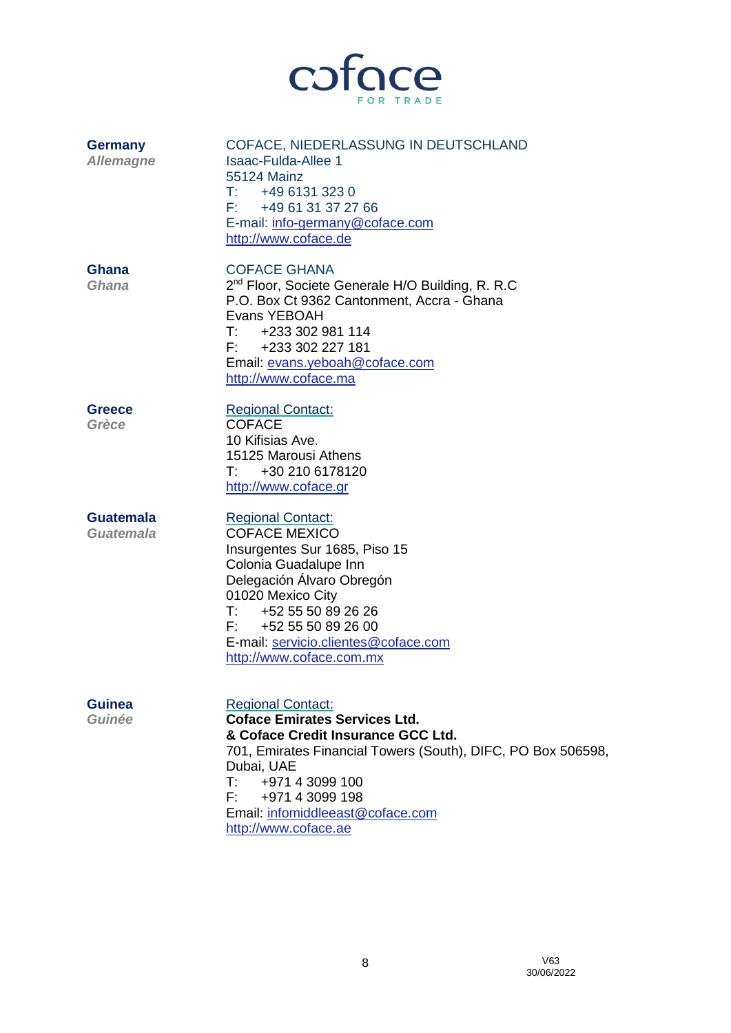**Germany**
*Allemagne*

COFACE, NIEDERLASSUNG IN DEUTSCHLAND
Isaac-Fulda-Allee 1
55124 Mainz
T: +49 6131 323 0
F: +49 61 31 37 27 66
E-mail: info-germany@coface.com
http://www.coface.de

**Ghana**
*Ghana*

COFACE GHANA
2nd Floor, Societe Generale H/O Building, R. R.C
P.O. Box Ct 9362 Cantonment, Accra - Ghana
Evans YEBOAH
T: +233 302 981 114
F: +233 302 227 181
Email: evans.yeboah@coface.com
http://www.coface.ma

**Greece**
*Grèce*

Regional Contact:
COFACE
10 Kifisias Ave.
15125 Marousi Athens
T: +30 210 6178120
http://www.coface.gr

**Guatemala**
*Guatemala*

Regional Contact:
COFACE MEXICO
Insurgentes Sur 1685, Piso 15
Colonia Guadalupe Inn
Delegación Álvaro Obregón
01020 Mexico City
T: +52 55 50 89 26 26
F: +52 55 50 89 26 00
E-mail: servicio.clientes@coface.com
http://www.coface.com.mx

**Guinea**
*Guinée*

Regional Contact:
**Coface Emirates Services Ltd.**
**& Coface Credit Insurance GCC Ltd.**
701, Emirates Financial Towers (South), DIFC, PO Box 506598, Dubai, UAE
T: +971 4 3099 100
F: +971 4 3099 198
Email: infomiddleeast@coface.com
http://www.coface.ae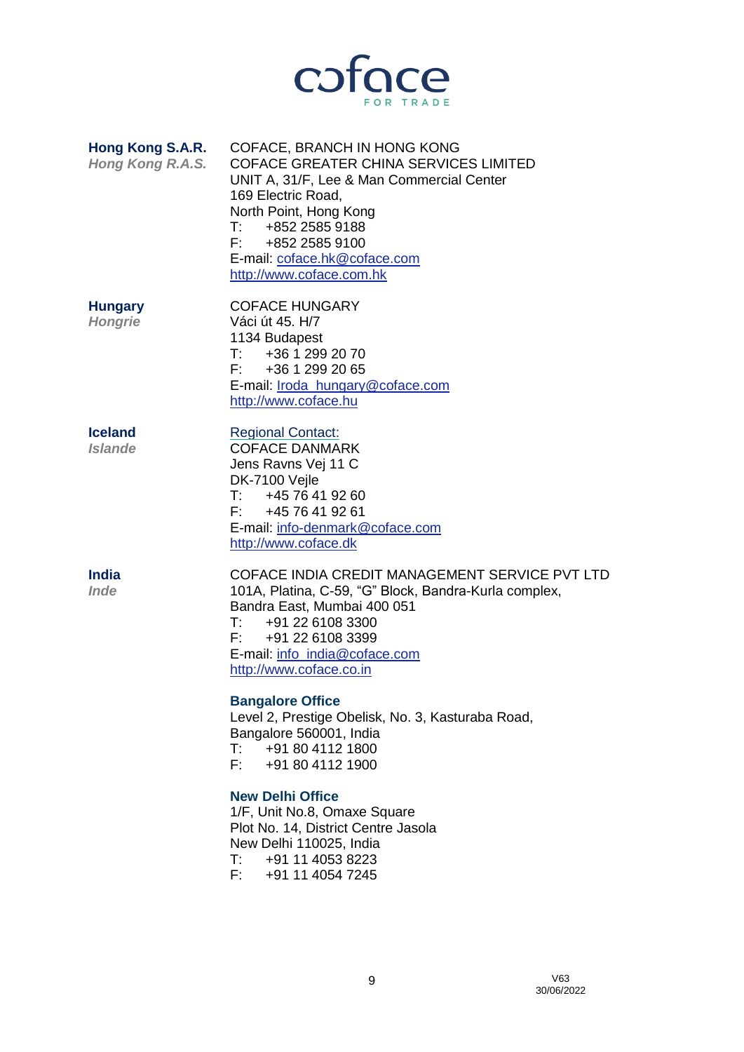**Hong Kong S.A.R.**
*Hong Kong R.A.S.*

COFACE, BRANCH IN HONG KONG
COFACE GREATER CHINA SERVICES LIMITED
UNIT A, 31/F, Lee & Man Commercial Center
169 Electric Road,
North Point, Hong Kong
T: +852 2585 9188
F: +852 2585 9100
E-mail: cofacе.hk@coface.com
http://www.coface.com.hk

**Hungary**
*Hongrie*

COFACE HUNGARY
Váci út 45. H/7
1134 Budapest
T: +36 1 299 20 70
F: +36 1 299 20 65
E-mail: Iroda_hungary@coface.com
http://www.coface.hu

**Iceland**
*Islande*

Regional Contact:
COFACE DANMARK
Jens Ravns Vej 11 C
DK-7100 Vejle
T: +45 76 41 92 60
F: +45 76 41 92 61
E-mail: info-denmark@coface.com
http://www.coface.dk

**India**
*Inde*

COFACE INDIA CREDIT MANAGEMENT SERVICE PVT LTD
101A, Platina, C-59, "G" Block, Bandra-Kurla complex,
Bandra East, Mumbai 400 051
T: +91 22 6108 3300
F: +91 22 6108 3399
E-mail: info_india@coface.com
http://www.coface.co.in

**Bangalore Office**
Level 2, Prestige Obelisk, No. 3, Kasturaba Road,
Bangalore 560001, India
T: +91 80 4112 1800
F: +91 80 4112 1900

**New Delhi Office**
1/F, Unit No.8, Omaxe Square
Plot No. 14, District Centre Jasola
New Delhi 110025, India
T: +91 11 4053 8223
F: +91 11 4054 7245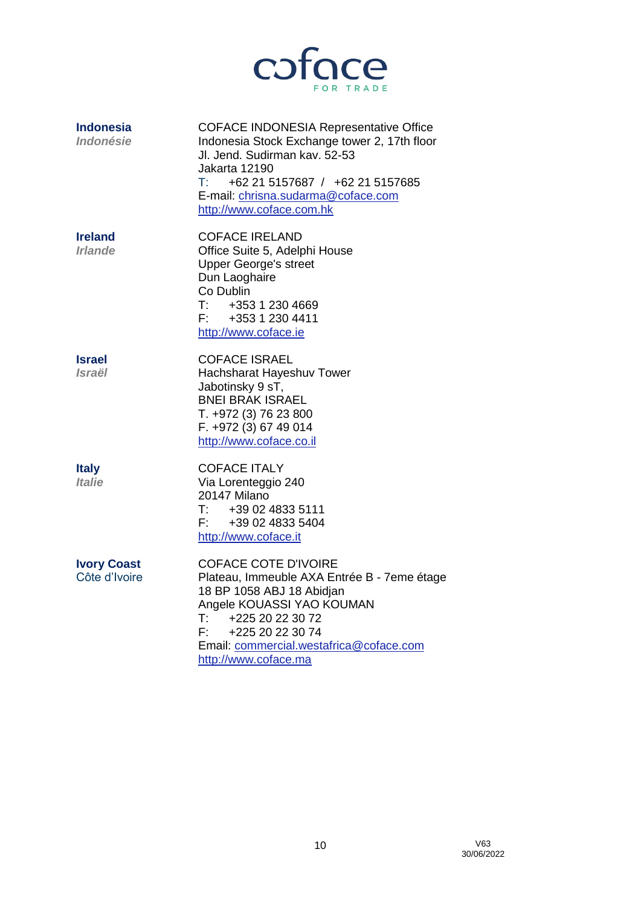| | |
|---|---|
| **Indonesia**<br>***Indonésie*** | COFACE INDONESIA Representative Office<br>Indonesia Stock Exchange tower 2, 17th floor<br>Jl. Jend. Sudirman kav. 52-53<br>Jakarta 12190<br>T: +62 21 5157687 / +62 21 5157685<br>E-mail: chrisna.sudarma@coface.com<br>http://www.coface.com.hk |
| **Ireland**<br>***Irlande*** | COFACE IRELAND<br>Office Suite 5, Adelphi House<br>Upper George's street<br>Dun Laoghaire<br>Co Dublin<br>T: +353 1 230 4669<br>F: +353 1 230 4411<br>http://www.coface.ie |
| **Israel**<br>***Israël*** | COFACE ISRAEL<br>Hachsharat Hayeshuv Tower<br>Jabotinsky 9 sT,<br>BNEI BRAK ISRAEL<br>T. +972 (3) 76 23 800<br>F. +972 (3) 67 49 014<br>http://www.coface.co.il |
| **Italy**<br>***Italie*** | COFACE ITALY<br>Via Lorenteggio 240<br>20147 Milano<br>T: +39 02 4833 5111<br>F: +39 02 4833 5404<br>http://www.coface.it |
| **Ivory Coast**<br>Côte d'Ivoire | COFACE COTE D'IVOIRE<br>Plateau, Immeuble AXA Entrée B - 7eme étage<br>18 BP 1058 ABJ 18 Abidjan<br>Angele KOUASSI YAO KOUMAN<br>T: +225 20 22 30 72<br>F: +225 20 22 30 74<br>Email: commercial.westafrica@coface.com<br>http://www.coface.ma |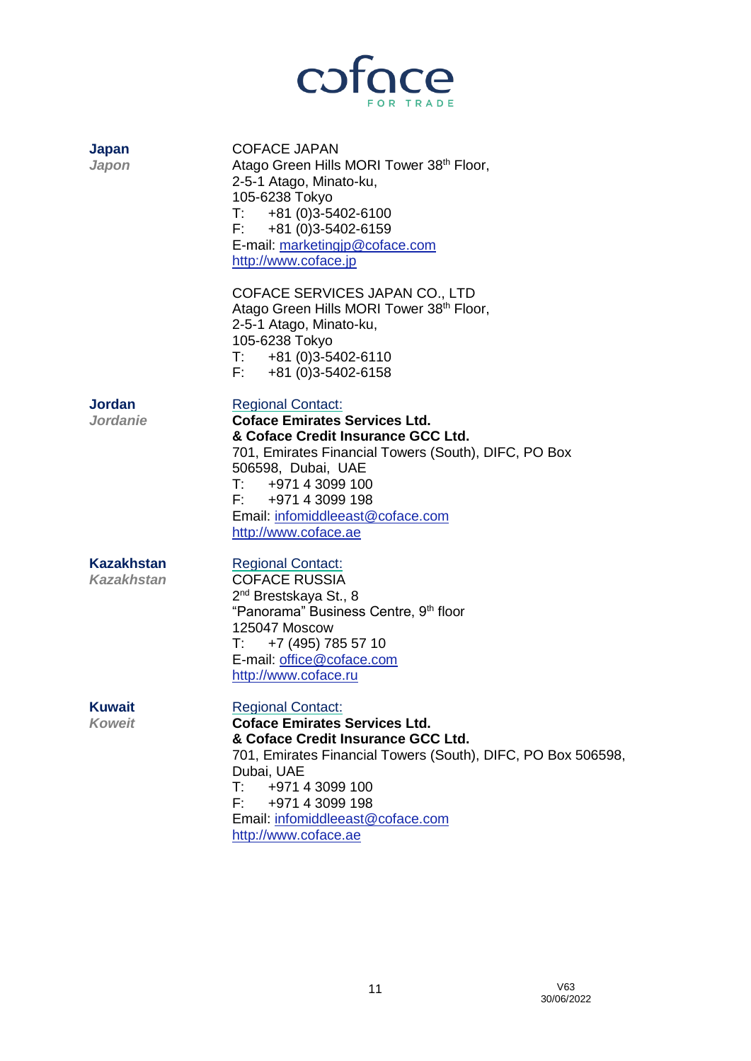**Japan**
***Japon***

COFACE JAPAN
Atago Green Hills MORI Tower 38th Floor,
2-5-1 Atago, Minato-ku,
105-6238 Tokyo
T: +81 (0)3-5402-6100
F: +81 (0)3-5402-6159
E-mail: marketingjp@coface.com
http://www.coface.jp

COFACE SERVICES JAPAN CO., LTD
Atago Green Hills MORI Tower 38th Floor,
2-5-1 Atago, Minato-ku,
105-6238 Tokyo
T: +81 (0)3-5402-6110
F: +81 (0)3-5402-6158

**Jordan**
***Jordanie***

Regional Contact:
**Coface Emirates Services Ltd.**
**& Coface Credit Insurance GCC Ltd.**
701, Emirates Financial Towers (South), DIFC, PO Box 506598, Dubai, UAE
T: +971 4 3099 100
F: +971 4 3099 198
Email: infomiddleeast@coface.com
http://www.coface.ae

**Kazakhstan**
***Kazakhstan***

Regional Contact:
COFACE RUSSIA
2nd Brestskaya St., 8
"Panorama" Business Centre, 9th floor
125047 Moscow
T: +7 (495) 785 57 10
E-mail: office@coface.com
http://www.coface.ru

**Kuwait**
***Koweit***

Regional Contact:
**Coface Emirates Services Ltd.**
**& Coface Credit Insurance GCC Ltd.**
701, Emirates Financial Towers (South), DIFC, PO Box 506598, Dubai, UAE
T: +971 4 3099 100
F: +971 4 3099 198
Email: infomiddleeast@coface.com
http://www.coface.ae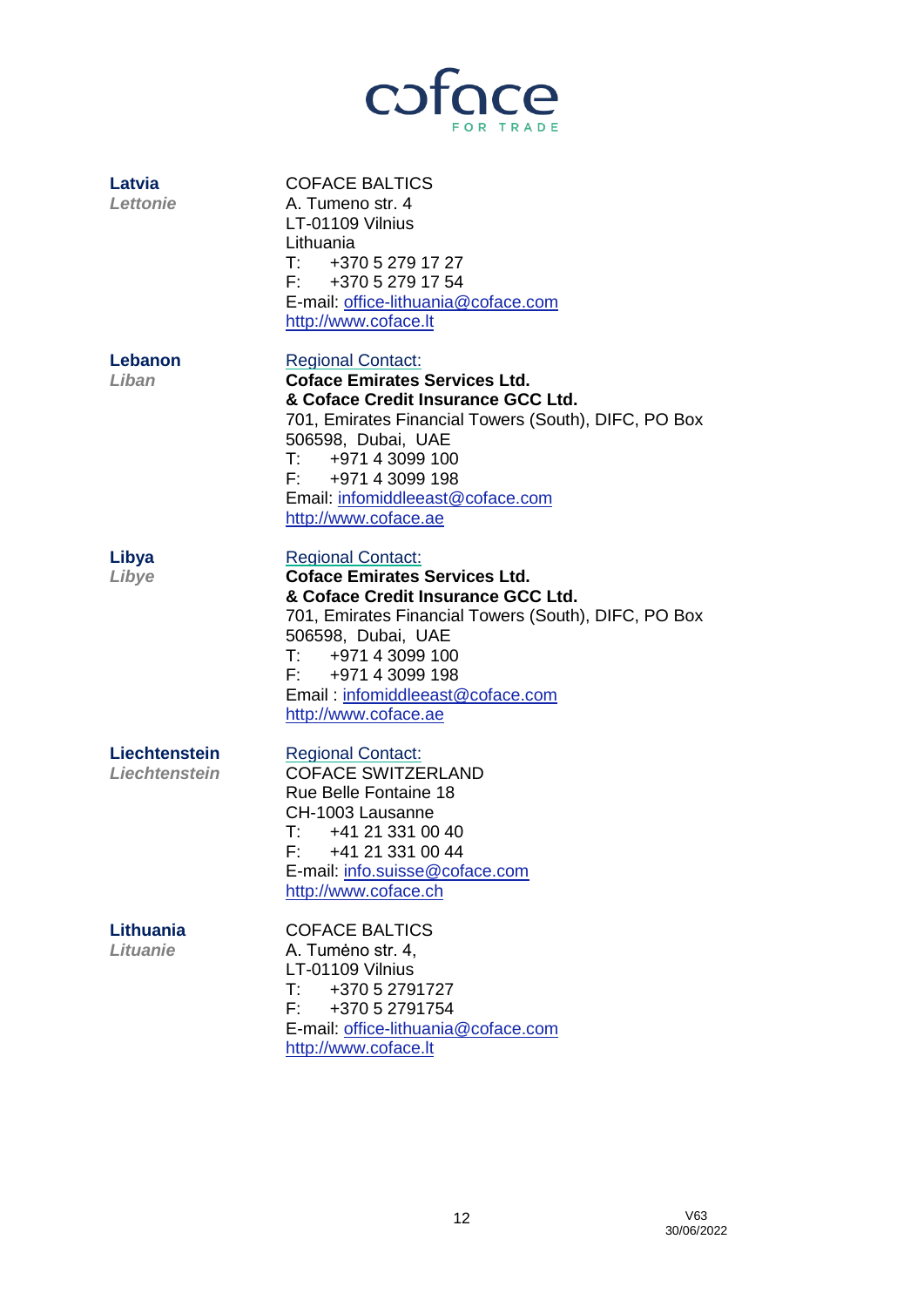| | |
|---|---|
| **Latvia**<br>***Lettonie*** | COFACE BALTICS<br>A. Tumeno str. 4<br>LT-01109 Vilnius<br>Lithuania<br>T: +370 5 279 17 27<br>F: +370 5 279 17 54<br>E-mail: office-lithuania@coface.com<br>http://www.coface.lt |
| **Lebanon**<br>***Liban*** | Regional Contact:<br>**Coface Emirates Services Ltd.**<br>**& Coface Credit Insurance GCC Ltd.**<br>701, Emirates Financial Towers (South), DIFC, PO Box 506598, Dubai, UAE<br>T: +971 4 3099 100<br>F: +971 4 3099 198<br>Email: infomiddleeast@coface.com<br>http://www.coface.ae |
| **Libya**<br>***Libye*** | Regional Contact:<br>**Coface Emirates Services Ltd.**<br>**& Coface Credit Insurance GCC Ltd.**<br>701, Emirates Financial Towers (South), DIFC, PO Box 506598, Dubai, UAE<br>T: +971 4 3099 100<br>F: +971 4 3099 198<br>Email : infomiddleeast@coface.com<br>http://www.coface.ae |
| **Liechtenstein**<br>***Liechtenstein*** | Regional Contact:<br>COFACE SWITZERLAND<br>Rue Belle Fontaine 18<br>CH-1003 Lausanne<br>T: +41 21 331 00 40<br>F: +41 21 331 00 44<br>E-mail: info.suisse@coface.com<br>http://www.coface.ch |
| **Lithuania**<br>***Lituanie*** | COFACE BALTICS<br>A. Tumėno str. 4,<br>LT-01109 Vilnius<br>T: +370 5 2791727<br>F: +370 5 2791754<br>E-mail: office-lithuania@coface.com<br>http://www.coface.lt |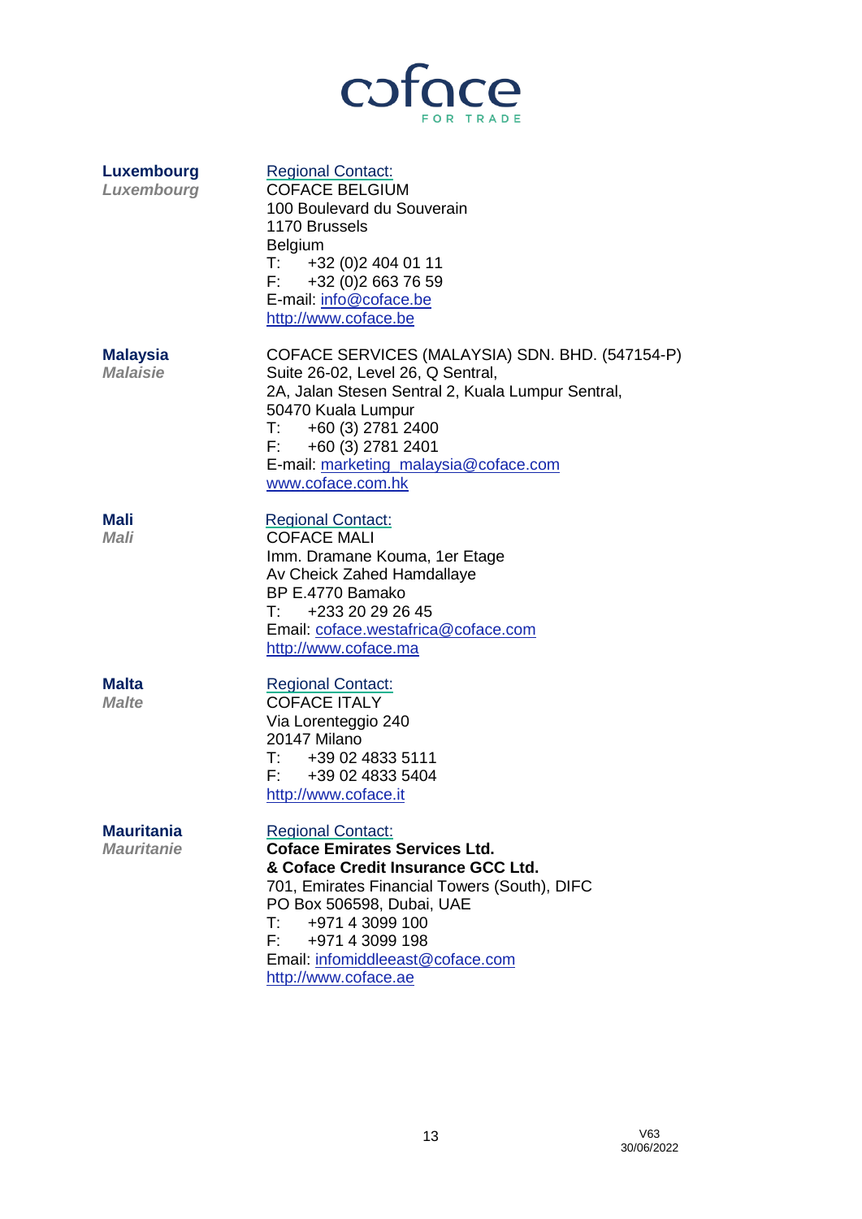coface

FOR TRADE

**Luxembourg**
***Luxembourg***

Regional Contact:
COFACE BELGIUM
100 Boulevard du Souverain
1170 Brussels
Belgium
T: +32 (0)2 404 01 11
F: +32 (0)2 663 76 59
E-mail: info@coface.be
http://www.coface.be

**Malaysia**
***Malaisie***

COFACE SERVICES (MALAYSIA) SDN. BHD. (547154-P)
Suite 26-02, Level 26, Q Sentral,
2A, Jalan Stesen Sentral 2, Kuala Lumpur Sentral,
50470 Kuala Lumpur
T: +60 (3) 2781 2400
F: +60 (3) 2781 2401
E-mail: marketing_malaysia@coface.com
www.coface.com.hk

**Mali**
***Mali***

Regional Contact:
COFACE MALI
Imm. Dramane Kouma, 1er Etage
Av Cheick Zahed Hamdallaye
BP E.4770 Bamako
T: +233 20 29 26 45
Email: coface.westafrica@coface.com
http://www.coface.ma

**Malta**
***Malte***

Regional Contact:
COFACE ITALY
Via Lorenteggio 240
20147 Milano
T: +39 02 4833 5111
F: +39 02 4833 5404
http://www.coface.it

**Mauritania**
***Mauritanie***

Regional Contact:
**Coface Emirates Services Ltd.**
**& Coface Credit Insurance GCC Ltd.**
701, Emirates Financial Towers (South), DIFC
PO Box 506598, Dubai, UAE
T: +971 4 3099 100
F: +971 4 3099 198
Email: infomiddleeast@coface.com
http://www.coface.ae

V63
30/06/2022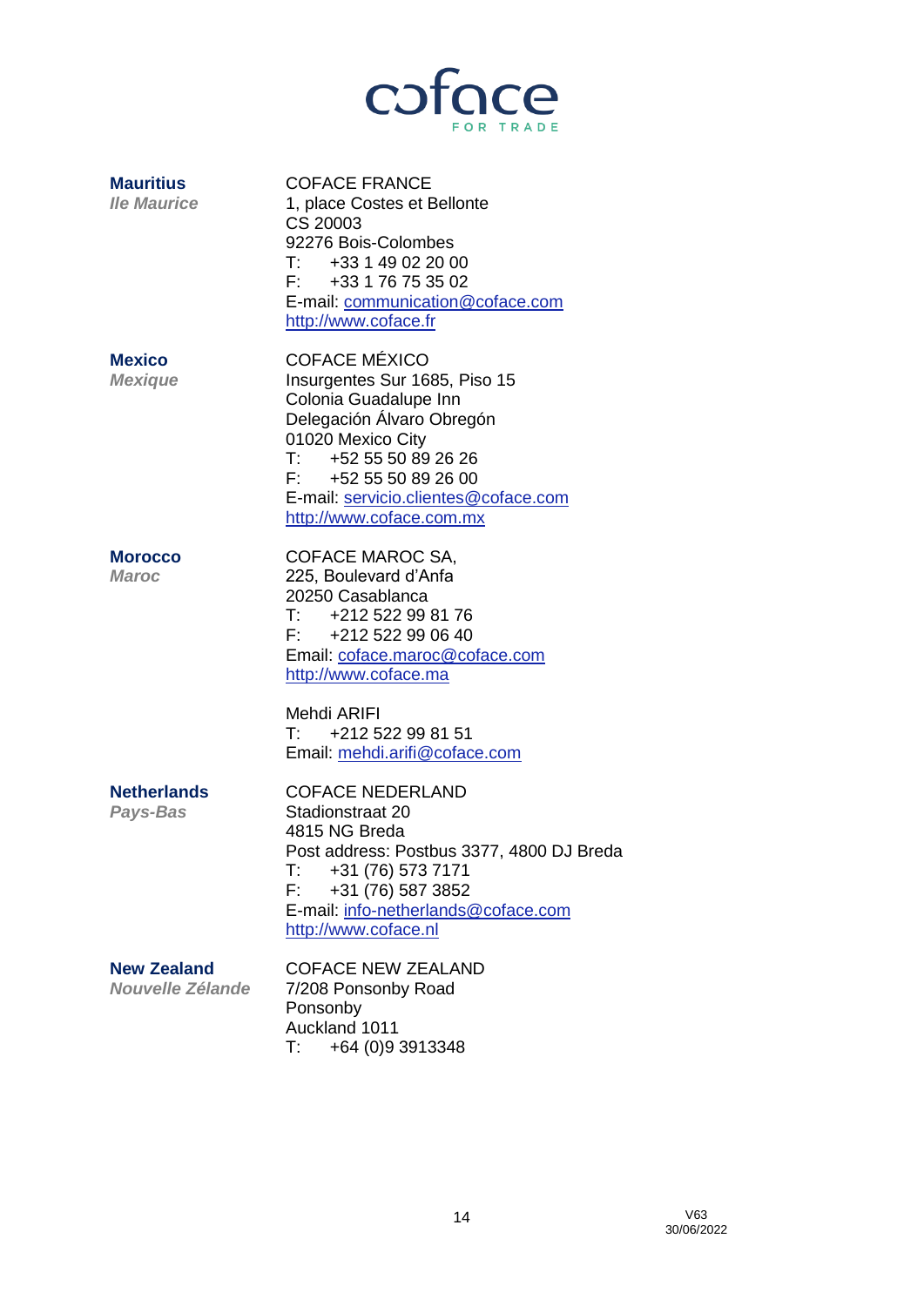**Mauritius**
***Ile Maurice***

COFACE FRANCE
1, place Costes et Bellonte
CS 20003
92276 Bois-Colombes
T: +33 1 49 02 20 00
F: +33 1 76 75 35 02
E-mail: communication@coface.com
http://www.coface.fr

**Mexico**
***Mexique***

COFACE MÉXICO
Insurgentes Sur 1685, Piso 15
Colonia Guadalupe Inn
Delegación Álvaro Obregón
01020 Mexico City
T: +52 55 50 89 26 26
F: +52 55 50 89 26 00
E-mail: servicio.clientes@coface.com
http://www.coface.com.mx

**Morocco**
***Maroc***

COFACE MAROC SA,
225, Boulevard d'Anfa
20250 Casablanca
T: +212 522 99 81 76
F: +212 522 99 06 40
Email: coface.maroc@coface.com
http://www.coface.ma

Mehdi ARIFI
T: +212 522 99 81 51
Email: mehdi.arifi@coface.com

**Netherlands**
***Pays-Bas***

COFACE NEDERLAND
Stadionstraat 20
4815 NG Breda
Post address: Postbus 3377, 4800 DJ Breda
T: +31 (76) 573 7171
F: +31 (76) 587 3852
E-mail: info-netherlands@coface.com
http://www.coface.nl

**New Zealand**
***Nouvelle Zélande***

COFACE NEW ZEALAND
7/208 Ponsonby Road
Ponsonby
Auckland 1011
T: +64 (0)9 3913348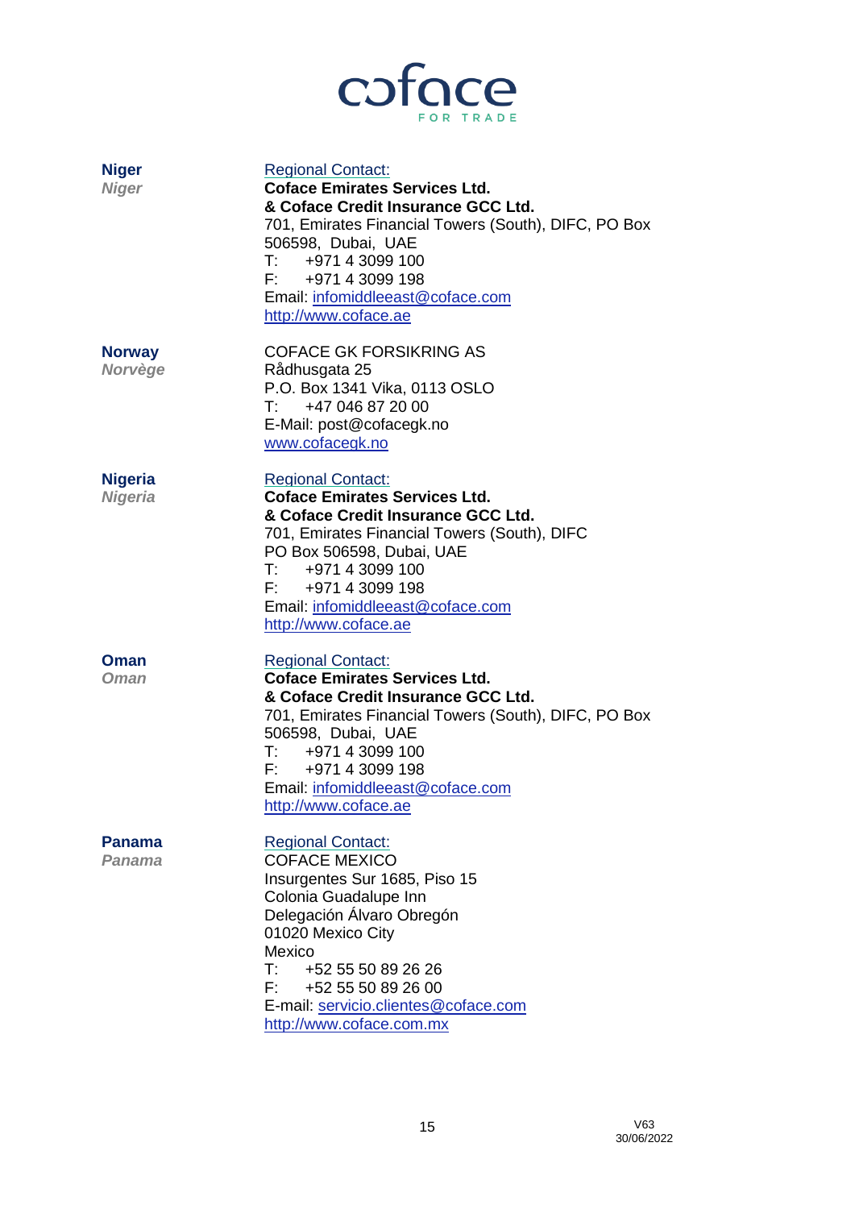**Niger**
*Niger*

Regional Contact:
**Coface Emirates Services Ltd.**
**& Coface Credit Insurance GCC Ltd.**
701, Emirates Financial Towers (South), DIFC, PO Box 506598, Dubai, UAE
T: +971 4 3099 100
F: +971 4 3099 198
Email: infomiddleeast@coface.com
http://www.coface.ae

**Norway**
*Norvège*

COFACE GK FORSIKRING AS
Rådhusgata 25
P.O. Box 1341 Vika, 0113 OSLO
T: +47 046 87 20 00
E-Mail: post@cofacegk.no
www.cofacegk.no

**Nigeria**
*Nigeria*

Regional Contact:
**Coface Emirates Services Ltd.**
**& Coface Credit Insurance GCC Ltd.**
701, Emirates Financial Towers (South), DIFC
PO Box 506598, Dubai, UAE
T: +971 4 3099 100
F: +971 4 3099 198
Email: infomiddleeast@coface.com
http://www.coface.ae

**Oman**
*Oman*

Regional Contact:
**Coface Emirates Services Ltd.**
**& Coface Credit Insurance GCC Ltd.**
701, Emirates Financial Towers (South), DIFC, PO Box 506598, Dubai, UAE
T: +971 4 3099 100
F: +971 4 3099 198
Email: infomiddleeast@coface.com
http://www.coface.ae

**Panama**
*Panama*

Regional Contact:
COFACE MEXICO
Insurgentes Sur 1685, Piso 15
Colonia Guadalupe Inn
Delegación Álvaro Obregón
01020 Mexico City
Mexico
T: +52 55 50 89 26 26
F: +52 55 50 89 26 00
E-mail: servicio.clientes@coface.com
http://www.coface.com.mx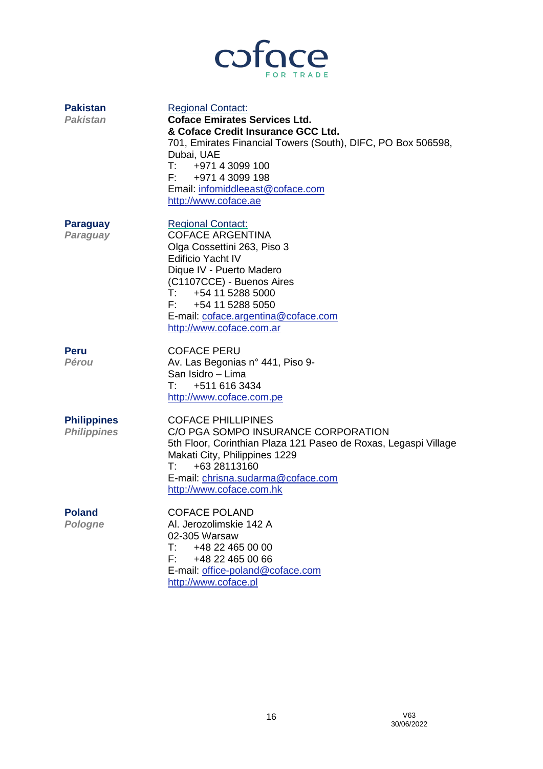| | |
|---|---|
| **Pakistan**<br>*Pakistan* | Regional Contact:<br>**Coface Emirates Services Ltd.**<br>**& Coface Credit Insurance GCC Ltd.**<br>701, Emirates Financial Towers (South), DIFC, PO Box 506598, Dubai, UAE<br>T: +971 4 3099 100<br>F: +971 4 3099 198<br>Email: infomiddleeast@coface.com<br>http://www.coface.ae |
| **Paraguay**<br>*Paraguay* | Regional Contact:<br>COFACE ARGENTINA<br>Olga Cossettini 263, Piso 3<br>Edificio Yacht IV<br>Dique IV - Puerto Madero<br>(C1107CCE) - Buenos Aires<br>T: +54 11 5288 5000<br>F: +54 11 5288 5050<br>E-mail: coface.argentina@coface.com<br>http://www.coface.com.ar |
| **Peru**<br>*Pérou* | COFACE PERU<br>Av. Las Begonias n° 441, Piso 9-<br>San Isidro – Lima<br>T: +511 616 3434<br>http://www.coface.com.pe |
| **Philippines**<br>*Philippines* | COFACE PHILLIPINES<br>C/O PGA SOMPO INSURANCE CORPORATION<br>5th Floor, Corinthian Plaza 121 Paseo de Roxas, Legaspi Village Makati City, Philippines 1229<br>T: +63 28113160<br>E-mail: chrisna.sudarma@coface.com<br>http://www.coface.com.hk |
| **Poland**<br>*Pologne* | COFACE POLAND<br>Al. Jerozolimskie 142 A<br>02-305 Warsaw<br>T: +48 22 465 00 00<br>F: +48 22 465 00 66<br>E-mail: office-poland@coface.com<br>http://www.coface.pl |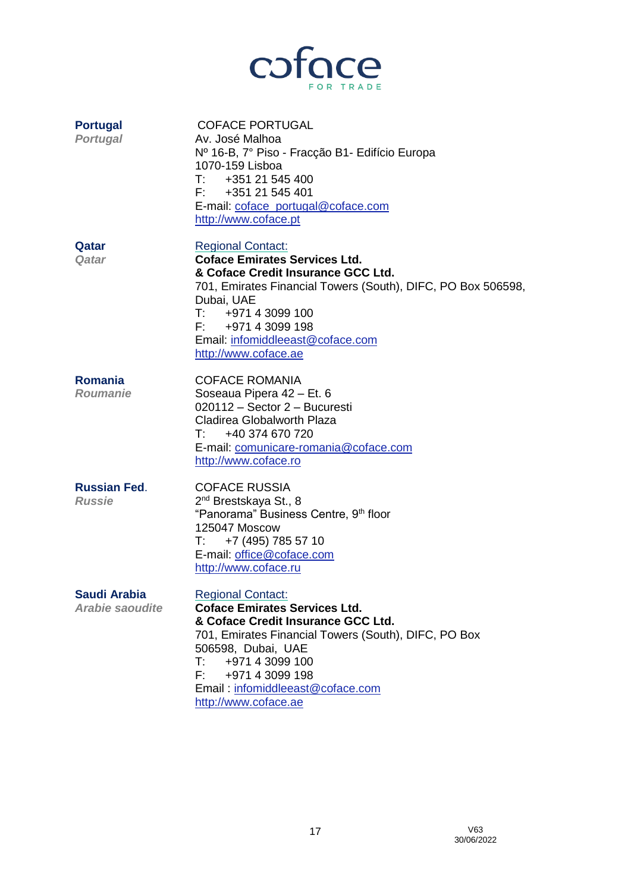| | |
|---|---|
| **Portugal**<br>*Portugal* | COFACE PORTUGAL<br>Av. José Malhoa<br>Nº 16-B, 7° Piso - Fracção B1- Edifício Europa<br>1070-159 Lisboa<br>T: +351 21 545 400<br>F: +351 21 545 401<br>E-mail: coface_portugal@coface.com<br>http://www.coface.pt |
| **Qatar**<br>*Qatar* | Regional Contact:<br>**Coface Emirates Services Ltd.**<br>**& Coface Credit Insurance GCC Ltd.**<br>701, Emirates Financial Towers (South), DIFC, PO Box 506598, Dubai, UAE<br>T: +971 4 3099 100<br>F: +971 4 3099 198<br>Email: infomiddleeast@coface.com<br>http://www.coface.ae |
| **Romania**<br>*Roumanie* | COFACE ROMANIA<br>Soseaua Pipera 42 – Et. 6<br>020112 – Sector 2 – Bucuresti<br>Cladirea Globalworth Plaza<br>T: +40 374 670 720<br>E-mail: comunicare-romania@coface.com<br>http://www.coface.ro |
| **Russian Fed.**<br>*Russie* | COFACE RUSSIA<br>2nd Brestskaya St., 8<br>"Panorama" Business Centre, 9th floor<br>125047 Moscow<br>T: +7 (495) 785 57 10<br>E-mail: office@coface.com<br>http://www.coface.ru |
| **Saudi Arabia**<br>*Arabie saoudite* | Regional Contact:<br>**Coface Emirates Services Ltd.**<br>**& Coface Credit Insurance GCC Ltd.**<br>701, Emirates Financial Towers (South), DIFC, PO Box 506598, Dubai, UAE<br>T: +971 4 3099 100<br>F: +971 4 3099 198<br>Email : infomiddleeast@coface.com<br>http://www.coface.ae |

V63
30/06/2022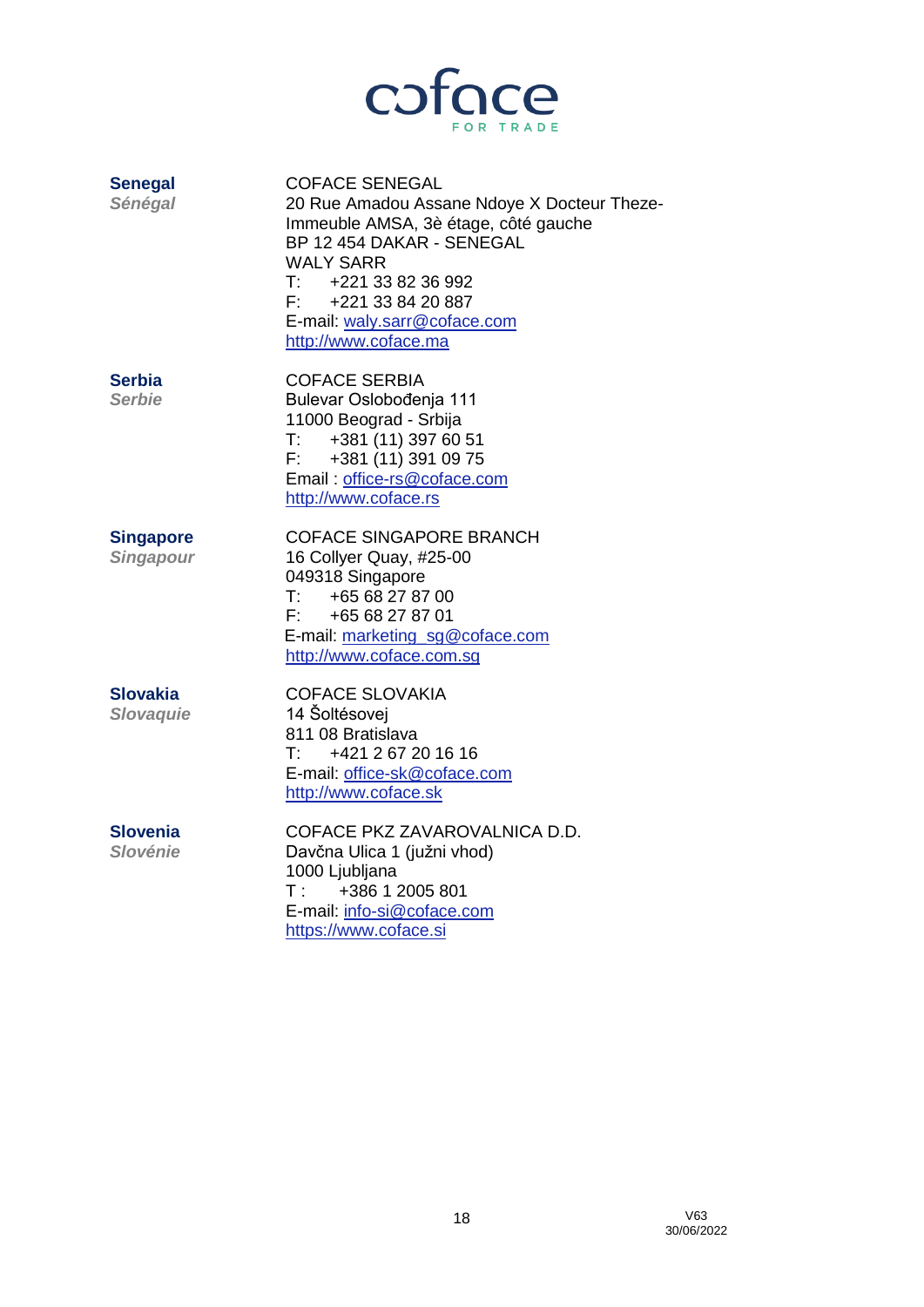| | |
|---|---|
| **Senegal**<br>***Sénégal*** | COFACE SENEGAL<br>20 Rue Amadou Assane Ndoye X Docteur Theze-Immeuble AMSA, 3è étage, côté gauche<br>BP 12 454 DAKAR - SENEGAL<br>WALY SARR<br>T: +221 33 82 36 992<br>F: +221 33 84 20 887<br>E-mail: waly.sarr@coface.com<br>http://www.coface.ma |
| **Serbia**<br>***Serbie*** | COFACE SERBIA<br>Bulevar Oslobođenja 111<br>11000 Beograd - Srbija<br>T: +381 (11) 397 60 51<br>F: +381 (11) 391 09 75<br>Email : office-rs@coface.com<br>http://www.coface.rs |
| **Singapore**<br>***Singapour*** | COFACE SINGAPORE BRANCH<br>16 Collyer Quay, #25-00<br>049318 Singapore<br>T: +65 68 27 87 00<br>F: +65 68 27 87 01<br>E-mail: marketing_sg@coface.com<br>http://www.coface.com.sg |
| **Slovakia**<br>***Slovaquie*** | COFACE SLOVAKIA<br>14 Šoltésovej<br>811 08 Bratislava<br>T: +421 2 67 20 16 16<br>E-mail: office-sk@coface.com<br>http://www.coface.sk |
| **Slovenia**<br>***Slovénie*** | COFACE PKZ ZAVAROVALNICA D.D.<br>Davčna Ulica 1 (južni vhod)<br>1000 Ljubljana<br>T : +386 1 2005 801<br>E-mail: info-si@coface.com<br>https://www.coface.si |

V63
30/06/2022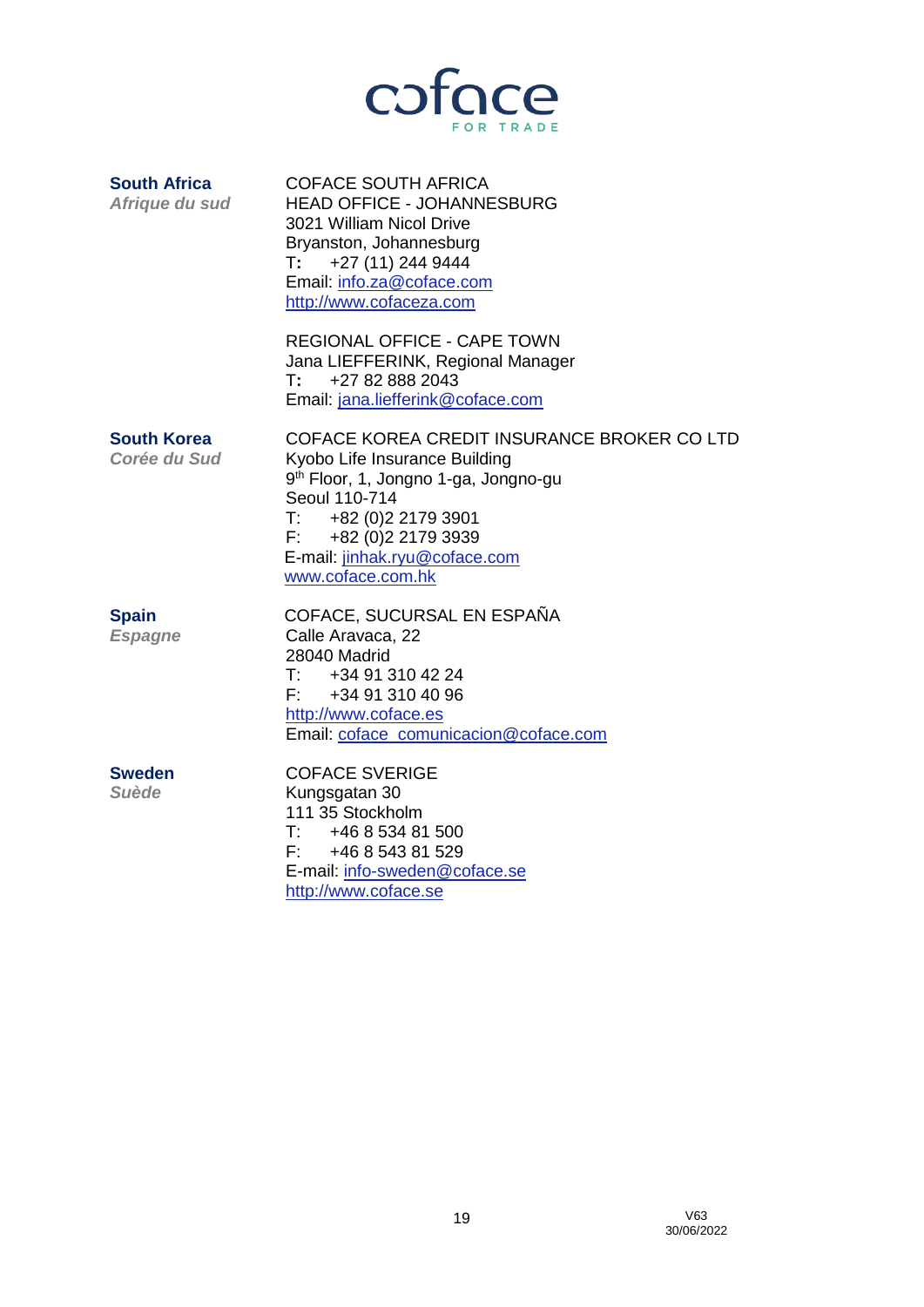coface
FOR TRADE

**South Africa**
*Afrique du sud*

COFACE SOUTH AFRICA
HEAD OFFICE - JOHANNESBURG
3021 William Nicol Drive
Bryanston, Johannesburg
T: +27 (11) 244 9444
Email: info.za@coface.com
http://www.cofaceza.com

REGIONAL OFFICE - CAPE TOWN
Jana LIEFFERINK, Regional Manager
T: +27 82 888 2043
Email: jana.liefferink@coface.com

**South Korea**
*Corée du Sud*

COFACE KOREA CREDIT INSURANCE BROKER CO LTD
Kyobo Life Insurance Building
9th Floor, 1, Jongno 1-ga, Jongno-gu
Seoul 110-714
T: +82 (0)2 2179 3901
F: +82 (0)2 2179 3939
E-mail: jinhak.ryu@coface.com
www.coface.com.hk

**Spain**
*Espagne*

COFACE, SUCURSAL EN ESPAÑA
Calle Aravaca, 22
28040 Madrid
T: +34 91 310 42 24
F: +34 91 310 40 96
http://www.coface.es
Email: coface_comunicacion@coface.com

**Sweden**
*Suède*

COFACE SVERIGE
Kungsgatan 30
111 35 Stockholm
T: +46 8 534 81 500
F: +46 8 543 81 529
E-mail: info-sweden@coface.se
http://www.coface.se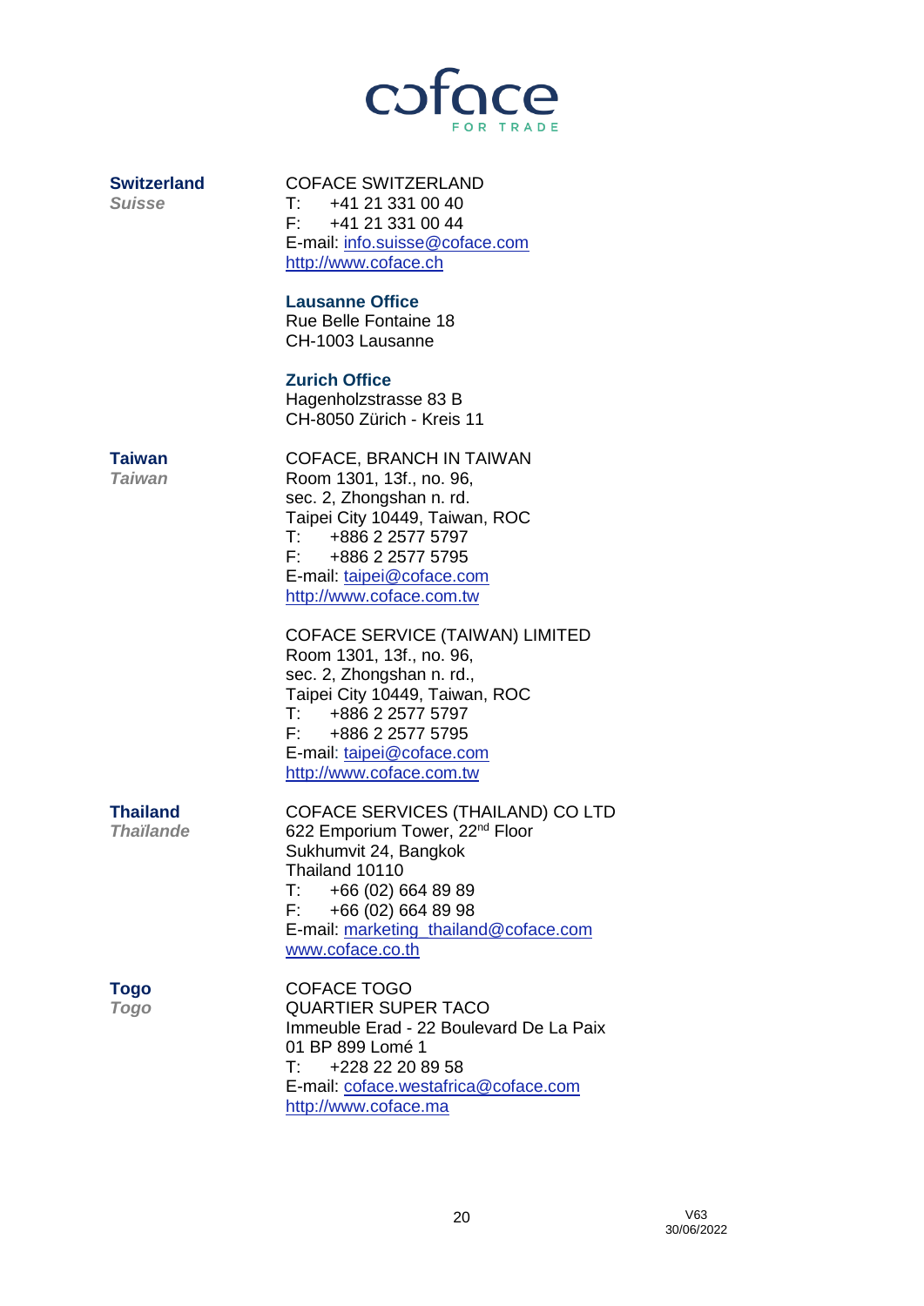**Switzerland**
***Suisse***

COFACE SWITZERLAND
T: +41 21 331 00 40
F: +41 21 331 00 44
E-mail: info.suisse@coface.com
http://www.coface.ch

**Lausanne Office**
Rue Belle Fontaine 18
CH-1003 Lausanne

**Zurich Office**
Hagenholzstrasse 83 B
CH-8050 Zürich - Kreis 11

**Taiwan**
***Taiwan***

COFACE, BRANCH IN TAIWAN
Room 1301, 13f., no. 96,
sec. 2, Zhongshan n. rd.
Taipei City 10449, Taiwan, ROC
T: +886 2 2577 5797
F: +886 2 2577 5795
E-mail: taipei@coface.com
http://www.coface.com.tw

COFACE SERVICE (TAIWAN) LIMITED
Room 1301, 13f., no. 96,
sec. 2, Zhongshan n. rd.,
Taipei City 10449, Taiwan, ROC
T: +886 2 2577 5797
F: +886 2 2577 5795
E-mail: taipei@coface.com
http://www.coface.com.tw

**Thailand**
***Thaïlande***

COFACE SERVICES (THAILAND) CO LTD
622 Emporium Tower, 22nd Floor
Sukhumvit 24, Bangkok
Thailand 10110
T: +66 (02) 664 89 89
F: +66 (02) 664 89 98
E-mail: marketing_thailand@coface.com
www.coface.co.th

**Togo**
***Togo***

COFACE TOGO
QUARTIER SUPER TACO
Immeuble Erad - 22 Boulevard De La Paix
01 BP 899 Lomé 1
T: +228 22 20 89 58
E-mail: coface.westafrica@coface.com
http://www.coface.ma

V63
30/06/2022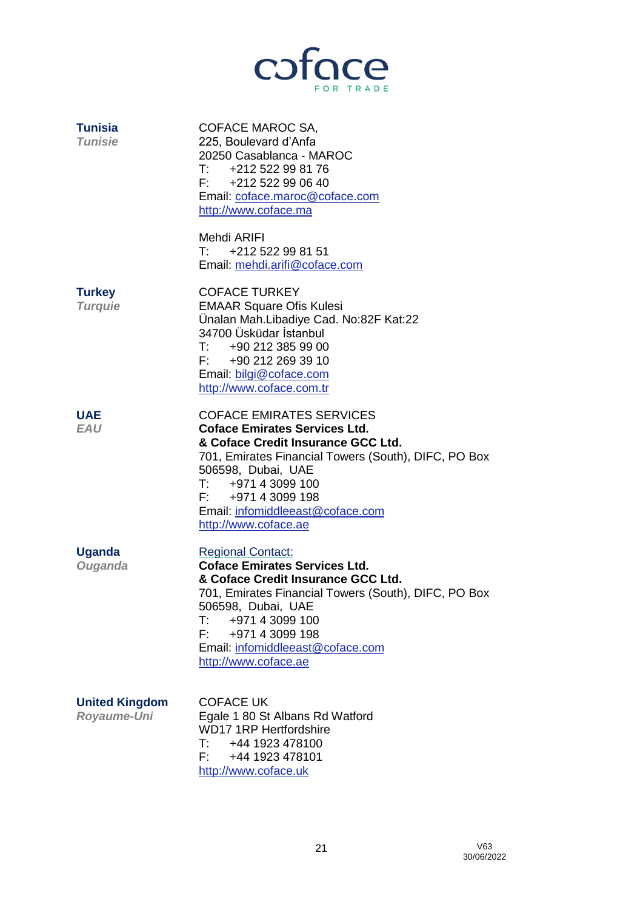| | |
|---|---|
| **Tunisia**<br>***Tunisie*** | COFACE MAROC SA,<br>225, Boulevard d'Anfa<br>20250 Casablanca - MAROC<br>T: +212 522 99 81 76<br>F: +212 522 99 06 40<br>Email: coface.maroc@coface.com<br>http://www.coface.ma<br><br>Mehdi ARIFI<br>T: +212 522 99 81 51<br>Email: mehdi.arifi@coface.com |
| **Turkey**<br>***Turquie*** | COFACE TURKEY<br>EMAAR Square Ofis Kulesi<br>Ünalan Mah.Libadiye Cad. No:82F Kat:22<br>34700 Üsküdar İstanbul<br>T: +90 212 385 99 00<br>F: +90 212 269 39 10<br>Email: bilgi@coface.com<br>http://www.coface.com.tr |
| **UAE**<br>***EAU*** | COFACE EMIRATES SERVICES<br>**Coface Emirates Services Ltd.**<br>**& Coface Credit Insurance GCC Ltd.**<br>701, Emirates Financial Towers (South), DIFC, PO Box 506598, Dubai, UAE<br>T: +971 4 3099 100<br>F: +971 4 3099 198<br>Email: infomiddleeast@coface.com<br>http://www.coface.ae |
| **Uganda**<br>***Ouganda*** | Regional Contact:<br>**Coface Emirates Services Ltd.**<br>**& Coface Credit Insurance GCC Ltd.**<br>701, Emirates Financial Towers (South), DIFC, PO Box 506598, Dubai, UAE<br>T: +971 4 3099 100<br>F: +971 4 3099 198<br>Email: infomiddleeast@coface.com<br>http://www.coface.ae |
| **United Kingdom**<br>***Royaume-Uni*** | COFACE UK<br>Egale 1 80 St Albans Rd Watford<br>WD17 1RP Hertfordshire<br>T: +44 1923 478100<br>F: +44 1923 478101<br>http://www.coface.uk |

V63
30/06/2022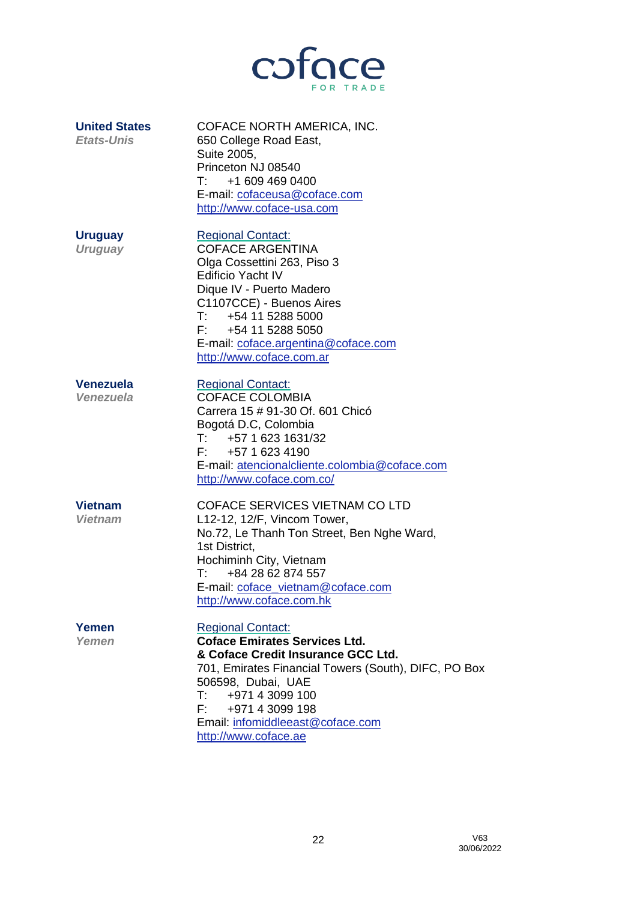coface
FOR TRADE

| | |
|---|---|
| **United States** *Etats-Unis* | COFACE NORTH AMERICA, INC.<br>650 College Road East,<br>Suite 2005,<br>Princeton NJ 08540<br>T: +1 609 469 0400<br>E-mail: cofaceusa@coface.com<br>http://www.coface-usa.com |
| **Uruguay** *Uruguay* | Regional Contact:<br>COFACE ARGENTINA<br>Olga Cossettini 263, Piso 3<br>Edificio Yacht IV<br>Dique IV - Puerto Madero<br>C1107CCE) - Buenos Aires<br>T: +54 11 5288 5000<br>F: +54 11 5288 5050<br>E-mail: coface.argentina@coface.com<br>http://www.coface.com.ar |
| **Venezuela** *Venezuela* | Regional Contact:<br>COFACE COLOMBIA<br>Carrera 15 # 91-30 Of. 601 Chicó<br>Bogotá D.C, Colombia<br>T: +57 1 623 1631/32<br>F: +57 1 623 4190<br>E-mail: atencionalcliente.colombia@coface.com<br>http://www.coface.com.co/ |
| **Vietnam** *Vietnam* | COFACE SERVICES VIETNAM CO LTD<br>L12-12, 12/F, Vincom Tower,<br>No.72, Le Thanh Ton Street, Ben Nghe Ward,<br>1st District,<br>Hochiminh City, Vietnam<br>T: +84 28 62 874 557<br>E-mail: coface_vietnam@coface.com<br>http://www.coface.com.hk |
| **Yemen** *Yemen* | Regional Contact:<br>**Coface Emirates Services Ltd.**<br>**& Coface Credit Insurance GCC Ltd.**<br>701, Emirates Financial Towers (South), DIFC, PO Box 506598, Dubai, UAE<br>T: +971 4 3099 100<br>F: +971 4 3099 198<br>Email: infomiddleeast@coface.com<br>http://www.coface.ae |

V63
30/06/2022